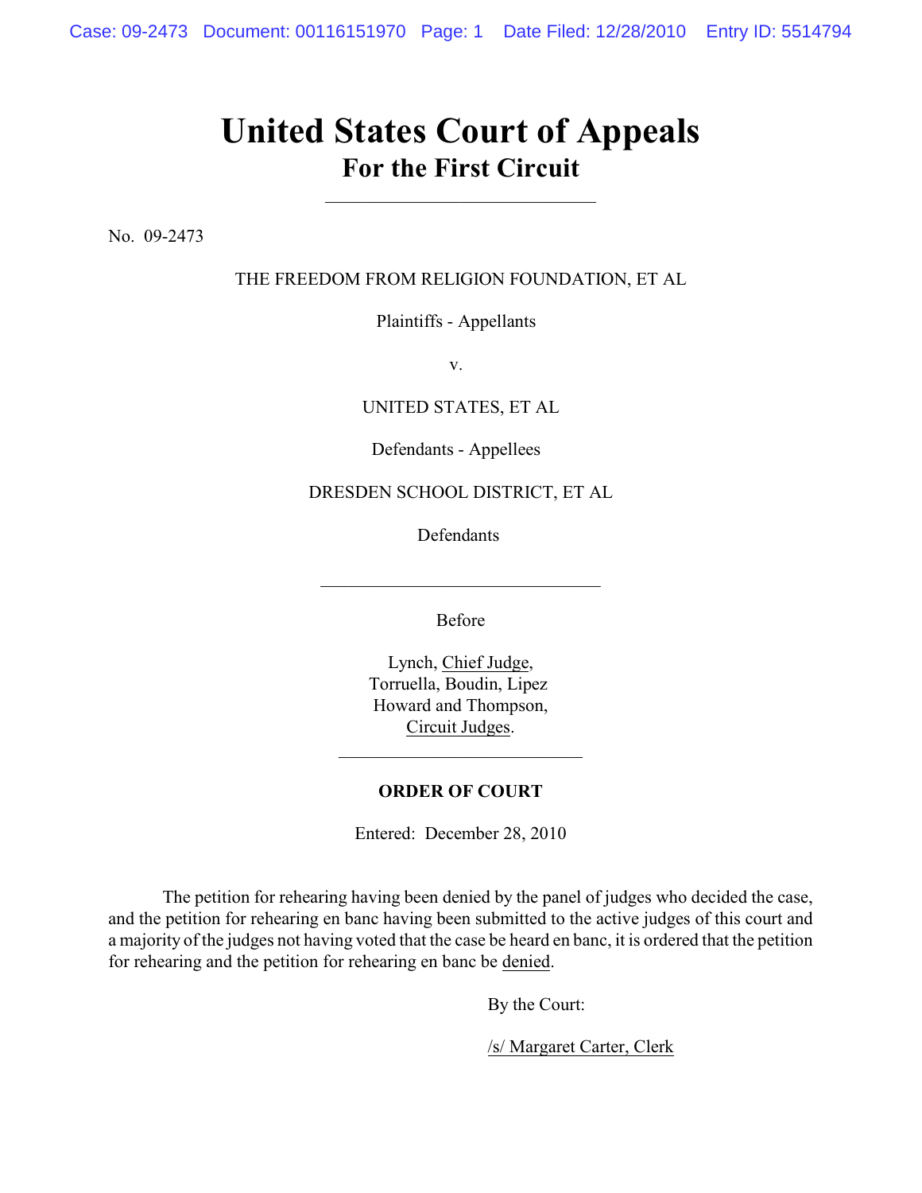# United States Court of Appeals
## For the First Circuit

---

No. 09-2473

THE FREEDOM FROM RELIGION FOUNDATION, ET AL

Plaintiffs - Appellants

v.

UNITED STATES, ET AL

Defendants - Appellees

DRESDEN SCHOOL DISTRICT, ET AL

Defendants

---

Before

Lynch, Chief Judge,
Torruella, Boudin, Lipez
Howard and Thompson,
Circuit Judges.

---

**ORDER OF COURT**

Entered: December 28, 2010

The petition for rehearing having been denied by the panel of judges who decided the case, and the petition for rehearing en banc having been submitted to the active judges of this court and a majority of the judges not having voted that the case be heard en banc, it is ordered that the petition for rehearing and the petition for rehearing en banc be denied.

By the Court:

/s/ Margaret Carter, Clerk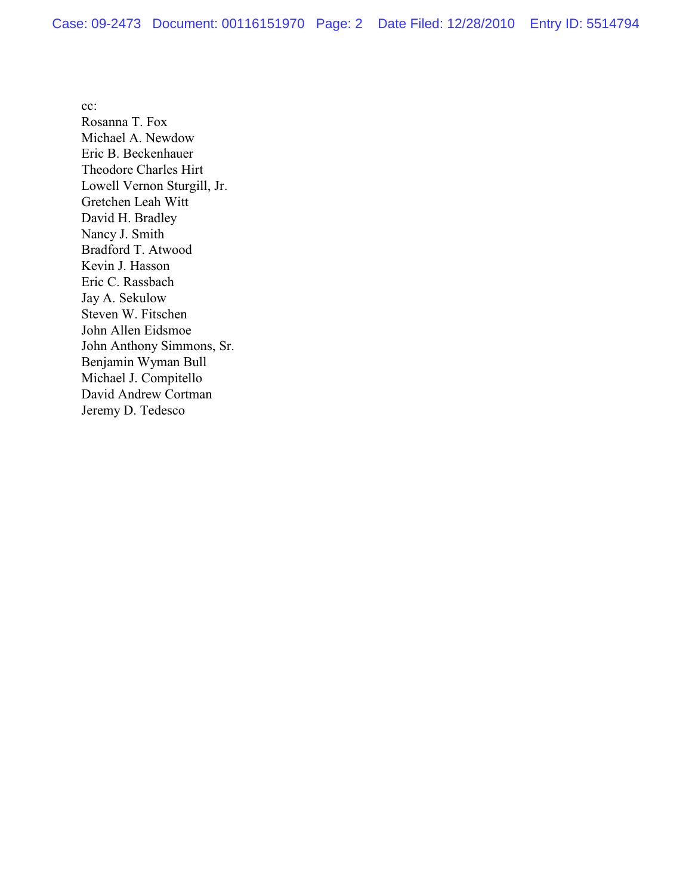cc:
Rosanna T. Fox
Michael A. Newdow
Eric B. Beckenhauer
Theodore Charles Hirt
Lowell Vernon Sturgill, Jr.
Gretchen Leah Witt
David H. Bradley
Nancy J. Smith
Bradford T. Atwood
Kevin J. Hasson
Eric C. Rassbach
Jay A. Sekulow
Steven W. Fitschen
John Allen Eidsmoe
John Anthony Simmons, Sr.
Benjamin Wyman Bull
Michael J. Compitello
David Andrew Cortman
Jeremy D. Tedesco